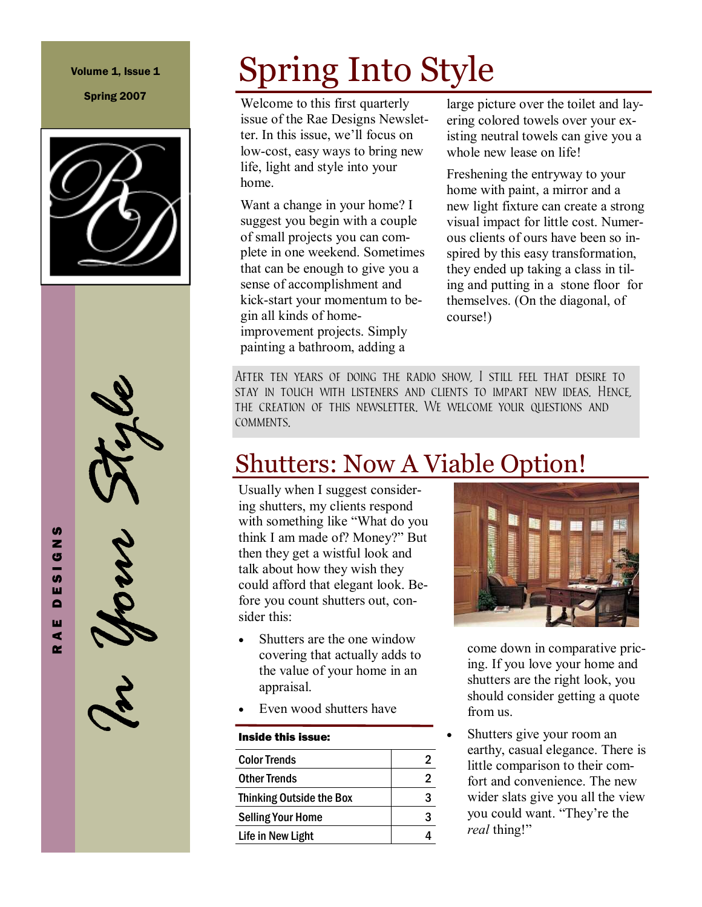Volume 1, Issue 1

Spring 2007

RAE DESIGNS

*In Your Style*

# Spring Into Style

Welcome to this first quarterly issue of the Rae Designs Newsletter. In this issue, we'll focus on low-cost, easy ways to bring new life, light and style into your home.

Want a change in your home? I suggest you begin with a couple of small projects you can complete in one weekend. Sometimes that can be enough to give you a sense of accomplishment and kick-start your momentum to begin all kinds of home-improvement projects. Simply painting a bathroom, adding a large picture over the toilet and layering colored towels over your existing neutral towels can give you a whole new lease on life!

Freshening the entryway to your home with paint, a mirror and a new light fixture can create a strong visual impact for little cost. Numerous clients of ours have been so inspired by this easy transformation, they ended up taking a class in tiling and putting in a stone floor for themselves. (On the diagonal, of course!)

After ten years of doing the radio show, I still feel that desire to stay in touch with listeners and clients to impart new ideas. Hence, the creation of this newsletter. We welcome your questions and comments.

# Shutters: Now A Viable Option!

Usually when I suggest considering shutters, my clients respond with something like "What do you think I am made of? Money?" But then they get a wistful look and talk about how they wish they could afford that elegant look. Before you count shutters out, consider this:

- Shutters are the one window covering that actually adds to the value of your home in an appraisal.
- Even wood shutters have come down in comparative pricing. If you love your home and shutters are the right look, you should consider getting a quote from us.
- Shutters give your room an earthy, casual elegance. There is little comparison to their comfort and convenience. The new wider slats give you all the view you could want. "They're the *real* thing!"

**Inside this issue:**

| | |
|---|---|
| Color Trends | 2 |
| Other Trends | 2 |
| Thinking Outside the Box | 3 |
| Selling Your Home | 3 |
| Life in New Light | 4 |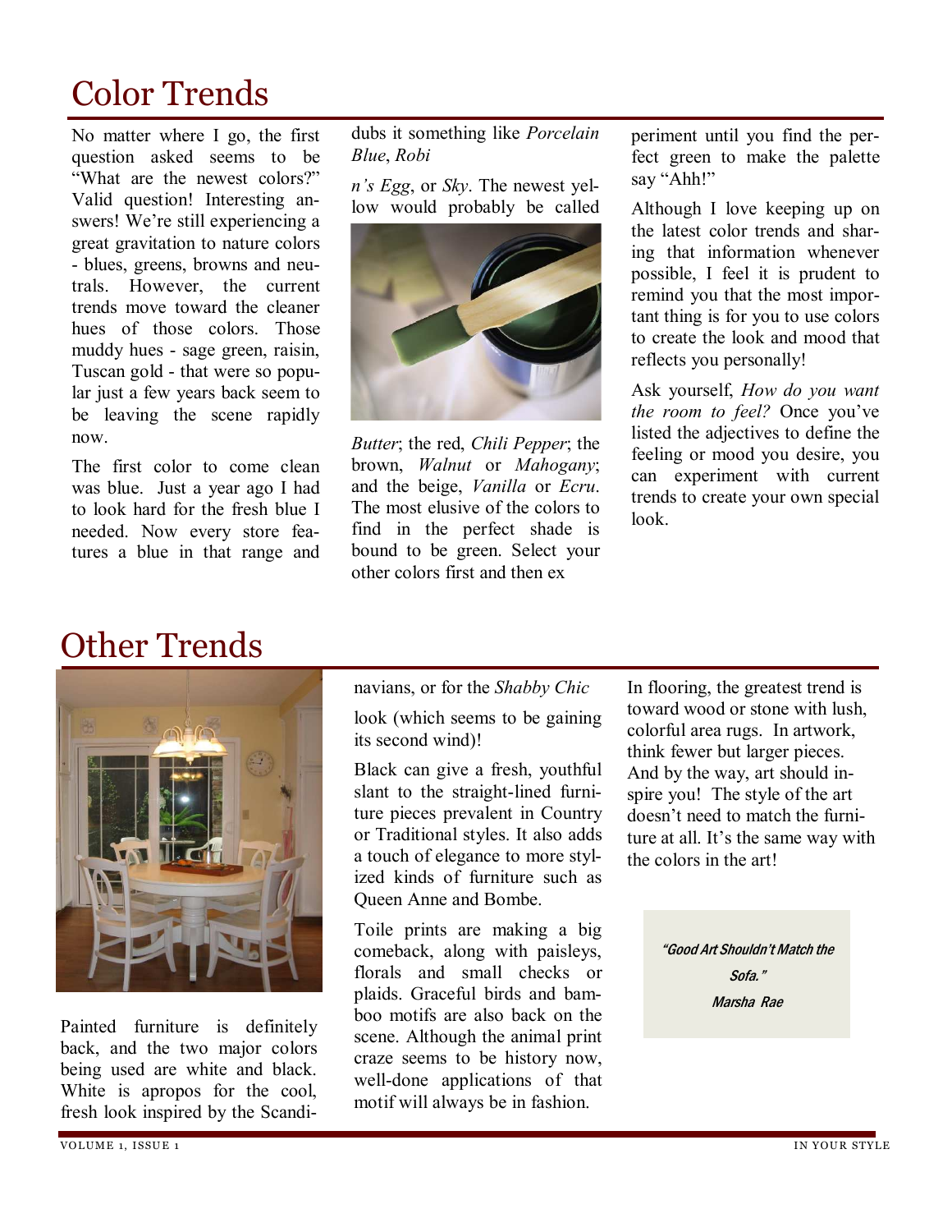# Color Trends

No matter where I go, the first question asked seems to be "What are the newest colors?" Valid question! Interesting answers! We're still experiencing a great gravitation to nature colors - blues, greens, browns and neutrals. However, the current trends move toward the cleaner hues of those colors. Those muddy hues - sage green, raisin, Tuscan gold - that were so popular just a few years back seem to be leaving the scene rapidly now.

The first color to come clean was blue. Just a year ago I had to look hard for the fresh blue I needed. Now every store features a blue in that range and dubs it something like *Porcelain Blue*, *Robin's Egg*, or *Sky*. The newest yellow would probably be called *Butter*; the red, *Chili Pepper*; the brown, *Walnut* or *Mahogany*; and the beige, *Vanilla* or *Ecru*. The most elusive of the colors to find in the perfect shade is bound to be green. Select your other colors first and then experiment until you find the perfect green to make the palette say "Ahh!"

Although I love keeping up on the latest color trends and sharing that information whenever possible, I feel it is prudent to remind you that the most important thing is for you to use colors to create the look and mood that reflects you personally!

Ask yourself, *How do you want the room to feel?* Once you've listed the adjectives to define the feeling or mood you desire, you can experiment with current trends to create your own special look.

# Other Trends

Painted furniture is definitely back, and the two major colors being used are white and black. White is apropos for the cool, fresh look inspired by the Scandinavians, or for the *Shabby Chic* look (which seems to be gaining its second wind)!

Black can give a fresh, youthful slant to the straight-lined furniture pieces prevalent in Country or Traditional styles. It also adds a touch of elegance to more stylized kinds of furniture such as Queen Anne and Bombe.

Toile prints are making a big comeback, along with paisleys, florals and small checks or plaids. Graceful birds and bamboo motifs are also back on the scene. Although the animal print craze seems to be history now, well-done applications of that motif will always be in fashion.

In flooring, the greatest trend is toward wood or stone with lush, colorful area rugs. In artwork, think fewer but larger pieces. And by the way, art should inspire you! The style of the art doesn't need to match the furniture at all. It's the same way with the colors in the art!

> *"Good Art Shouldn't Match the Sofa."*
> *Marsha Rae*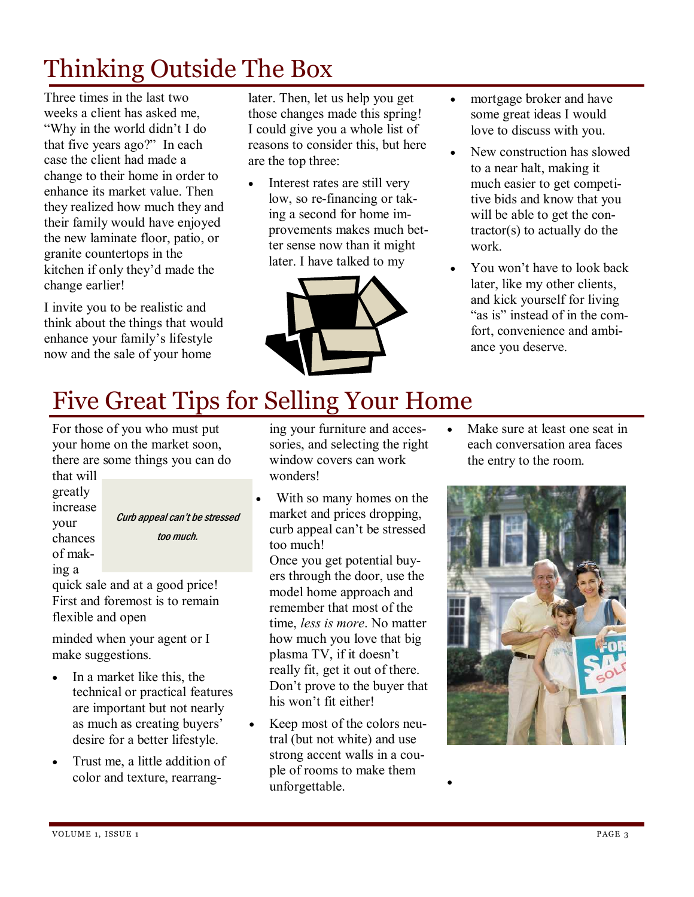# Thinking Outside The Box

Three times in the last two weeks a client has asked me, "Why in the world didn't I do that five years ago?" In each case the client had made a change to their home in order to enhance its market value. Then they realized how much they and their family would have enjoyed the new laminate floor, patio, or granite countertops in the kitchen if only they'd made the change earlier!

I invite you to be realistic and think about the things that would enhance your family's lifestyle now and the sale of your home later. Then, let us help you get those changes made this spring! I could give you a whole list of reasons to consider this, but here are the top three:

- Interest rates are still very low, so re-financing or taking a second for home improvements makes much better sense now than it might later. I have talked to my mortgage broker and have some great ideas I would love to discuss with you.
- New construction has slowed to a near halt, making it much easier to get competitive bids and know that you will be able to get the contractor(s) to actually do the work.
- You won't have to look back later, like my other clients, and kick yourself for living "as is" instead of in the comfort, convenience and ambiance you deserve.

# Five Great Tips for Selling Your Home

For those of you who must put your home on the market soon, there are some things you can do that will greatly increase your chances of making a quick sale and at a good price! First and foremost is to remain flexible and open minded when your agent or I make suggestions.

*Curb appeal can't be stressed too much.*

- In a market like this, the technical or practical features are important but not nearly as much as creating buyers' desire for a better lifestyle.
- Trust me, a little addition of color and texture, rearranging your furniture and accessories, and selecting the right window covers can work wonders!
- With so many homes on the market and prices dropping, curb appeal can't be stressed too much!
  Once you get potential buyers through the door, use the model home approach and remember that most of the time, *less is more*. No matter how much you love that big plasma TV, if it doesn't really fit, get it out of there. Don't prove to the buyer that his won't fit either!
- Keep most of the colors neutral (but not white) and use strong accent walls in a couple of rooms to make them unforgettable.
- Make sure at least one seat in each conversation area faces the entry to the room.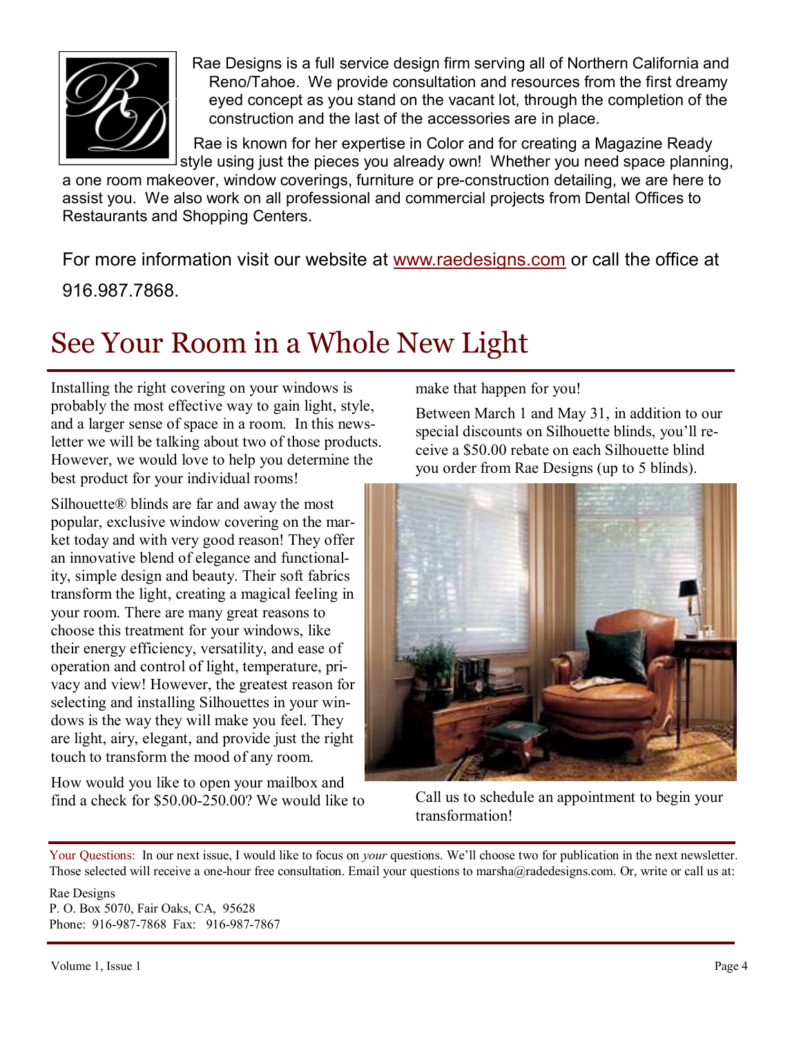Rae Designs is a full service design firm serving all of Northern California and Reno/Tahoe. We provide consultation and resources from the first dreamy eyed concept as you stand on the vacant lot, through the completion of the construction and the last of the accessories are in place.

Rae is known for her expertise in Color and for creating a Magazine Ready style using just the pieces you already own! Whether you need space planning, a one room makeover, window coverings, furniture or pre-construction detailing, we are here to assist you. We also work on all professional and commercial projects from Dental Offices to Restaurants and Shopping Centers.

For more information visit our website at www.raedesigns.com or call the office at 916.987.7868.

# See Your Room in a Whole New Light

Installing the right covering on your windows is probably the most effective way to gain light, style, and a larger sense of space in a room. In this newsletter we will be talking about two of those products. However, we would love to help you determine the best product for your individual rooms!

Silhouette® blinds are far and away the most popular, exclusive window covering on the market today and with very good reason! They offer an innovative blend of elegance and functionality, simple design and beauty. Their soft fabrics transform the light, creating a magical feeling in your room. There are many great reasons to choose this treatment for your windows, like their energy efficiency, versatility, and ease of operation and control of light, temperature, privacy and view! However, the greatest reason for selecting and installing Silhouettes in your windows is the way they will make you feel. They are light, airy, elegant, and provide just the right touch to transform the mood of any room.

How would you like to open your mailbox and find a check for $50.00-250.00? We would like to make that happen for you!

Between March 1 and May 31, in addition to our special discounts on Silhouette blinds, you'll receive a $50.00 rebate on each Silhouette blind you order from Rae Designs (up to 5 blinds).

Call us to schedule an appointment to begin your transformation!

Your Questions: In our next issue, I would like to focus on *your* questions. We'll choose two for publication in the next newsletter. Those selected will receive a one-hour free consultation. Email your questions to marsha@radedesigns.com. Or, write or call us at:

Rae Designs
P. O. Box 5070, Fair Oaks, CA, 95628
Phone: 916-987-7868 Fax: 916-987-7867